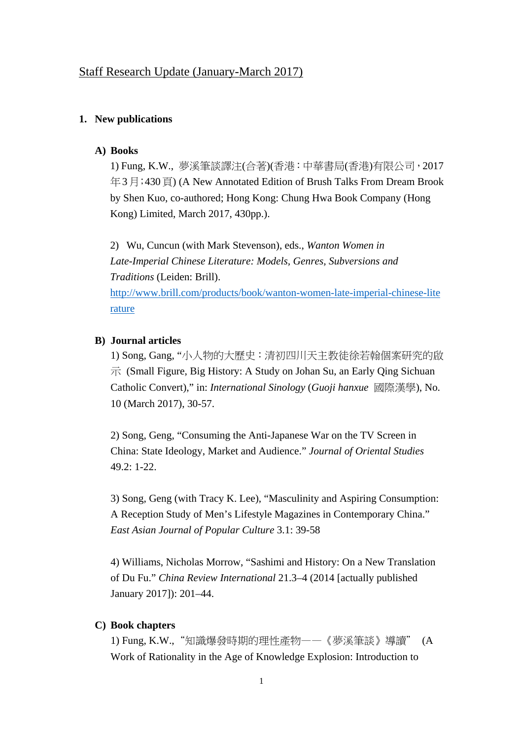Staff Research Update (January-March 2017)

## 1. New publications

### A) Books

1) Fung, K.W., 夢溪筆談譯注(合著)(香港：中華書局(香港)有限公司，2017年3月；430頁) (A New Annotated Edition of Brush Talks From Dream Brook by Shen Kuo, co-authored; Hong Kong: Chung Hwa Book Company (Hong Kong) Limited, March 2017, 430pp.).

2) Wu, Cuncun (with Mark Stevenson), eds., *Wanton Women in Late-Imperial Chinese Literature: Models, Genres, Subversions and Traditions* (Leiden: Brill). http://www.brill.com/products/book/wanton-women-late-imperial-chinese-literature

### B) Journal articles

1) Song, Gang, "小人物的大歷史：清初四川天主教徒徐若翰個案研究的啟示 (Small Figure, Big History: A Study on Johan Su, an Early Qing Sichuan Catholic Convert)," in: *International Sinology* (*Guoji hanxue* 國際漢學), No. 10 (March 2017), 30-57.

2) Song, Geng, "Consuming the Anti-Japanese War on the TV Screen in China: State Ideology, Market and Audience." *Journal of Oriental Studies* 49.2: 1-22.

3) Song, Geng (with Tracy K. Lee), "Masculinity and Aspiring Consumption: A Reception Study of Men's Lifestyle Magazines in Contemporary China." *East Asian Journal of Popular Culture* 3.1: 39-58

4) Williams, Nicholas Morrow, "Sashimi and History: On a New Translation of Du Fu." *China Review International* 21.3–4 (2014 [actually published January 2017]): 201–44.

### C) Book chapters

1) Fung, K.W., "知識爆發時期的理性產物——《夢溪筆談》導讀" (A Work of Rationality in the Age of Knowledge Explosion: Introduction to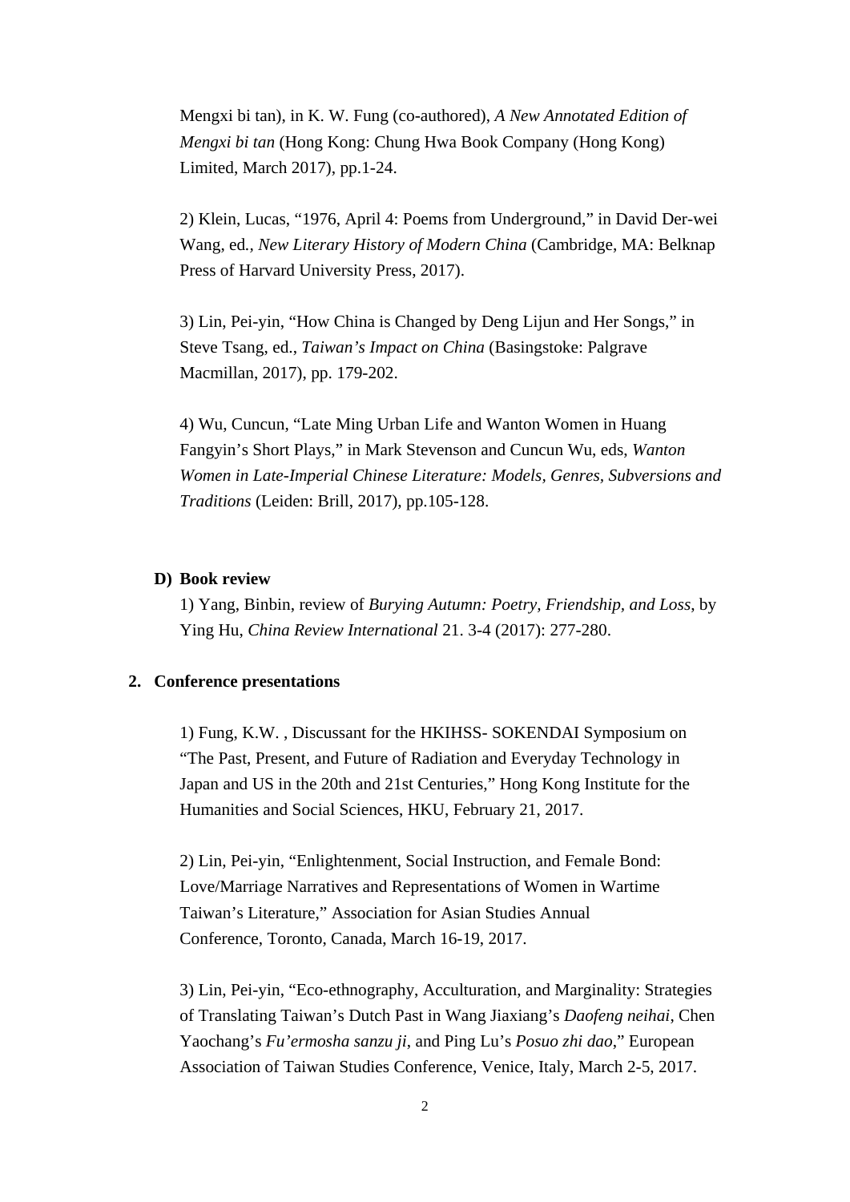Mengxi bi tan), in K. W. Fung (co-authored), *A New Annotated Edition of Mengxi bi tan* (Hong Kong: Chung Hwa Book Company (Hong Kong) Limited, March 2017), pp.1-24.

2) Klein, Lucas, “1976, April 4: Poems from Underground,” in David Der-wei Wang, ed., *New Literary History of Modern China* (Cambridge, MA: Belknap Press of Harvard University Press, 2017).

3) Lin, Pei-yin, “How China is Changed by Deng Lijun and Her Songs,” in Steve Tsang, ed., *Taiwan’s Impact on China* (Basingstoke: Palgrave Macmillan, 2017), pp. 179-202.

4) Wu, Cuncun, “Late Ming Urban Life and Wanton Women in Huang Fangyin’s Short Plays,” in Mark Stevenson and Cuncun Wu, eds, *Wanton Women in Late-Imperial Chinese Literature: Models, Genres, Subversions and Traditions* (Leiden: Brill, 2017), pp.105-128.

**D) Book review**

1) Yang, Binbin, review of *Burying Autumn: Poetry, Friendship, and Loss*, by Ying Hu, *China Review International* 21. 3-4 (2017): 277-280.

**2. Conference presentations**

1) Fung, K.W. , Discussant for the HKIHSS- SOKENDAI Symposium on “The Past, Present, and Future of Radiation and Everyday Technology in Japan and US in the 20th and 21st Centuries,” Hong Kong Institute for the Humanities and Social Sciences, HKU, February 21, 2017.

2) Lin, Pei-yin, “Enlightenment, Social Instruction, and Female Bond: Love/Marriage Narratives and Representations of Women in Wartime Taiwan’s Literature,” Association for Asian Studies Annual Conference, Toronto, Canada, March 16-19, 2017.

3) Lin, Pei-yin, “Eco-ethnography, Acculturation, and Marginality: Strategies of Translating Taiwan’s Dutch Past in Wang Jiaxiang’s *Daofeng neihai*, Chen Yaochang’s *Fu’ermosha sanzu ji*, and Ping Lu’s *Posuo zhi dao*,” European Association of Taiwan Studies Conference, Venice, Italy, March 2-5, 2017.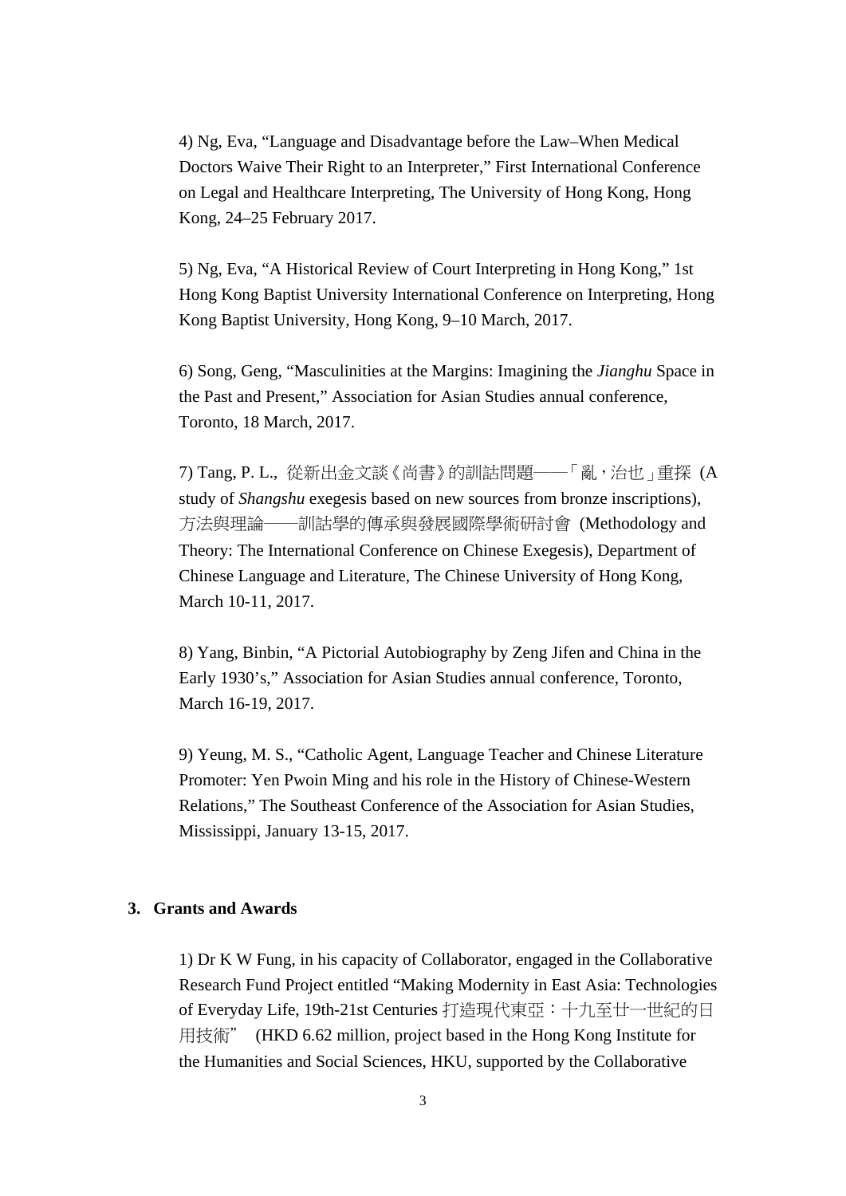4) Ng, Eva, “Language and Disadvantage before the Law–When Medical Doctors Waive Their Right to an Interpreter,” First International Conference on Legal and Healthcare Interpreting, The University of Hong Kong, Hong Kong, 24–25 February 2017.

5) Ng, Eva, “A Historical Review of Court Interpreting in Hong Kong,” 1st Hong Kong Baptist University International Conference on Interpreting, Hong Kong Baptist University, Hong Kong, 9–10 March, 2017.

6) Song, Geng, “Masculinities at the Margins: Imagining the *Jianghu* Space in the Past and Present,” Association for Asian Studies annual conference, Toronto, 18 March, 2017.

7) Tang, P. L., 從新出金文談《尚書》的訓詁問題——「亂，治也」重探 (A study of *Shangshu* exegesis based on new sources from bronze inscriptions), 方法與理論——訓詁學的傳承與發展國際學術研討會 (Methodology and Theory: The International Conference on Chinese Exegesis), Department of Chinese Language and Literature, The Chinese University of Hong Kong, March 10-11, 2017.

8) Yang, Binbin, “A Pictorial Autobiography by Zeng Jifen and China in the Early 1930’s,” Association for Asian Studies annual conference, Toronto, March 16-19, 2017.

9) Yeung, M. S., “Catholic Agent, Language Teacher and Chinese Literature Promoter: Yen Pwoin Ming and his role in the History of Chinese-Western Relations,” The Southeast Conference of the Association for Asian Studies, Mississippi, January 13-15, 2017.

## 3. Grants and Awards

1) Dr K W Fung, in his capacity of Collaborator, engaged in the Collaborative Research Fund Project entitled “Making Modernity in East Asia: Technologies of Everyday Life, 19th-21st Centuries 打造現代東亞：十九至廿一世紀的日用技術” (HKD 6.62 million, project based in the Hong Kong Institute for the Humanities and Social Sciences, HKU, supported by the Collaborative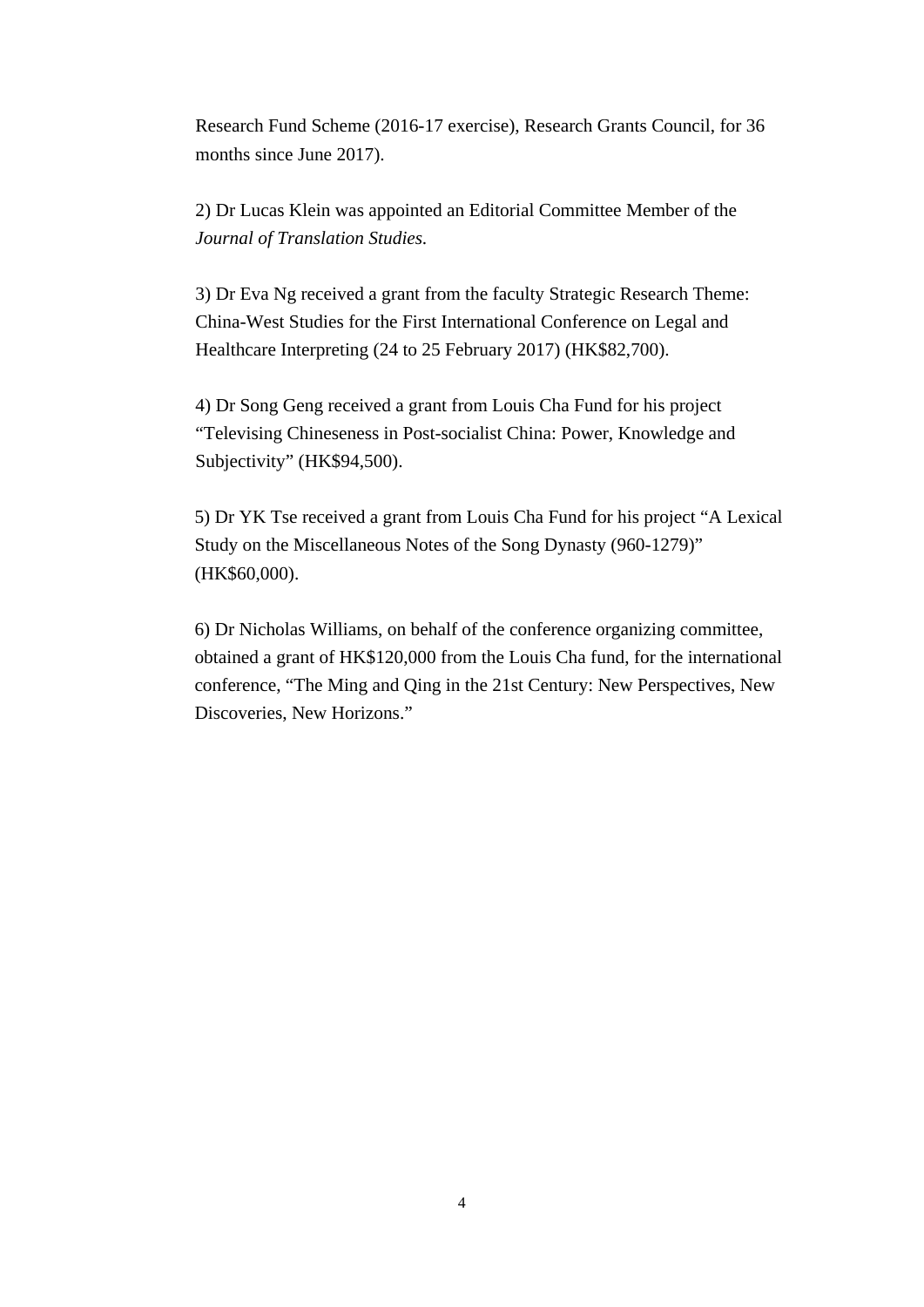Research Fund Scheme (2016-17 exercise), Research Grants Council, for 36 months since June 2017).

2) Dr Lucas Klein was appointed an Editorial Committee Member of the *Journal of Translation Studies*.

3) Dr Eva Ng received a grant from the faculty Strategic Research Theme: China-West Studies for the First International Conference on Legal and Healthcare Interpreting (24 to 25 February 2017) (HK$82,700).

4) Dr Song Geng received a grant from Louis Cha Fund for his project “Televising Chineseness in Post-socialist China: Power, Knowledge and Subjectivity” (HK$94,500).

5) Dr YK Tse received a grant from Louis Cha Fund for his project “A Lexical Study on the Miscellaneous Notes of the Song Dynasty (960-1279)” (HK$60,000).

6) Dr Nicholas Williams, on behalf of the conference organizing committee, obtained a grant of HK$120,000 from the Louis Cha fund, for the international conference, “The Ming and Qing in the 21st Century: New Perspectives, New Discoveries, New Horizons.”